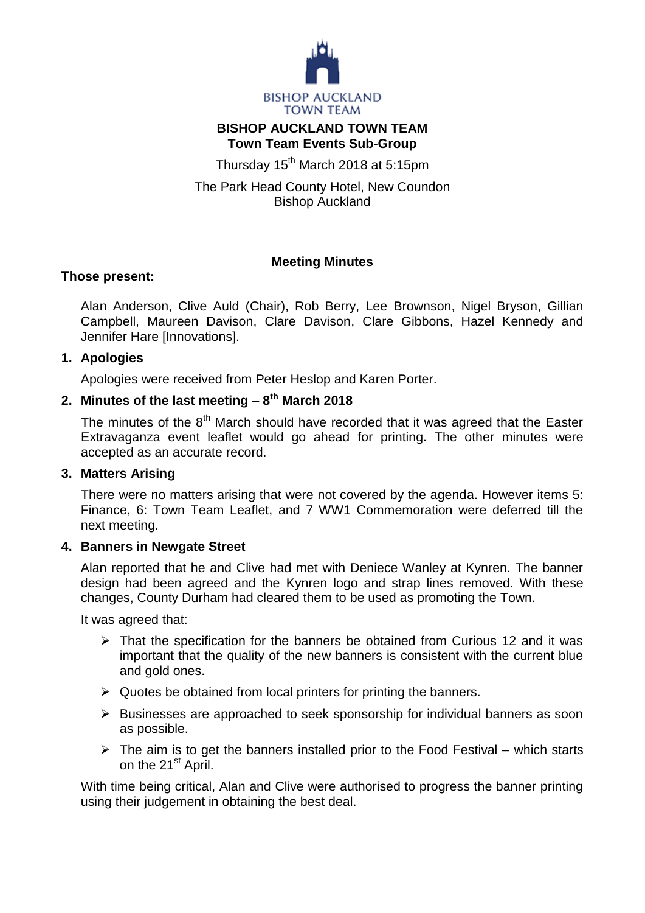BISHOP AUCKLAND TOWN TEAM

# BISHOP AUCKLAND TOWN TEAM
## Town Team Events Sub-Group

Thursday 15th March 2018 at 5:15pm

The Park Head County Hotel, New Coundon
Bishop Auckland

**Meeting Minutes**

**Those present:**

Alan Anderson, Clive Auld (Chair), Rob Berry, Lee Brownson, Nigel Bryson, Gillian Campbell, Maureen Davison, Clare Davison, Clare Gibbons, Hazel Kennedy and Jennifer Hare [Innovations].

### 1. Apologies

Apologies were received from Peter Heslop and Karen Porter.

### 2. Minutes of the last meeting – 8th March 2018

The minutes of the 8th March should have recorded that it was agreed that the Easter Extravaganza event leaflet would go ahead for printing. The other minutes were accepted as an accurate record.

### 3. Matters Arising

There were no matters arising that were not covered by the agenda. However items 5: Finance, 6: Town Team Leaflet, and 7 WW1 Commemoration were deferred till the next meeting.

### 4. Banners in Newgate Street

Alan reported that he and Clive had met with Deniece Wanley at Kynren. The banner design had been agreed and the Kynren logo and strap lines removed. With these changes, County Durham had cleared them to be used as promoting the Town.

It was agreed that:

- That the specification for the banners be obtained from Curious 12 and it was important that the quality of the new banners is consistent with the current blue and gold ones.
- Quotes be obtained from local printers for printing the banners.
- Businesses are approached to seek sponsorship for individual banners as soon as possible.
- The aim is to get the banners installed prior to the Food Festival – which starts on the 21st April.

With time being critical, Alan and Clive were authorised to progress the banner printing using their judgement in obtaining the best deal.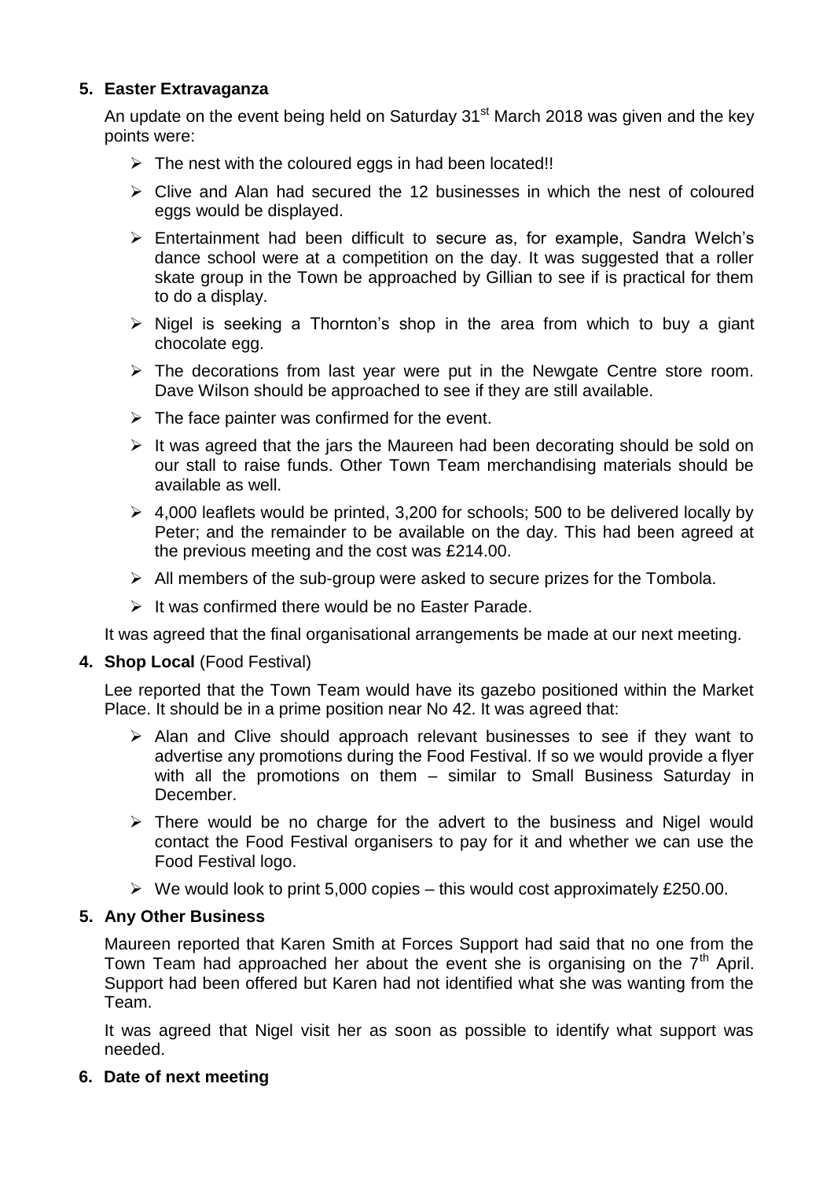**5. Easter Extravaganza**

An update on the event being held on Saturday 31st March 2018 was given and the key points were:

- The nest with the coloured eggs in had been located!!
- Clive and Alan had secured the 12 businesses in which the nest of coloured eggs would be displayed.
- Entertainment had been difficult to secure as, for example, Sandra Welch's dance school were at a competition on the day. It was suggested that a roller skate group in the Town be approached by Gillian to see if is practical for them to do a display.
- Nigel is seeking a Thornton's shop in the area from which to buy a giant chocolate egg.
- The decorations from last year were put in the Newgate Centre store room. Dave Wilson should be approached to see if they are still available.
- The face painter was confirmed for the event.
- It was agreed that the jars the Maureen had been decorating should be sold on our stall to raise funds. Other Town Team merchandising materials should be available as well.
- 4,000 leaflets would be printed, 3,200 for schools; 500 to be delivered locally by Peter; and the remainder to be available on the day. This had been agreed at the previous meeting and the cost was £214.00.
- All members of the sub-group were asked to secure prizes for the Tombola.
- It was confirmed there would be no Easter Parade.

It was agreed that the final organisational arrangements be made at our next meeting.

**4. Shop Local** (Food Festival)

Lee reported that the Town Team would have its gazebo positioned within the Market Place. It should be in a prime position near No 42. It was agreed that:

- Alan and Clive should approach relevant businesses to see if they want to advertise any promotions during the Food Festival. If so we would provide a flyer with all the promotions on them – similar to Small Business Saturday in December.
- There would be no charge for the advert to the business and Nigel would contact the Food Festival organisers to pay for it and whether we can use the Food Festival logo.
- We would look to print 5,000 copies – this would cost approximately £250.00.

**5. Any Other Business**

Maureen reported that Karen Smith at Forces Support had said that no one from the Town Team had approached her about the event she is organising on the 7th April. Support had been offered but Karen had not identified what she was wanting from the Team.

It was agreed that Nigel visit her as soon as possible to identify what support was needed.

**6. Date of next meeting**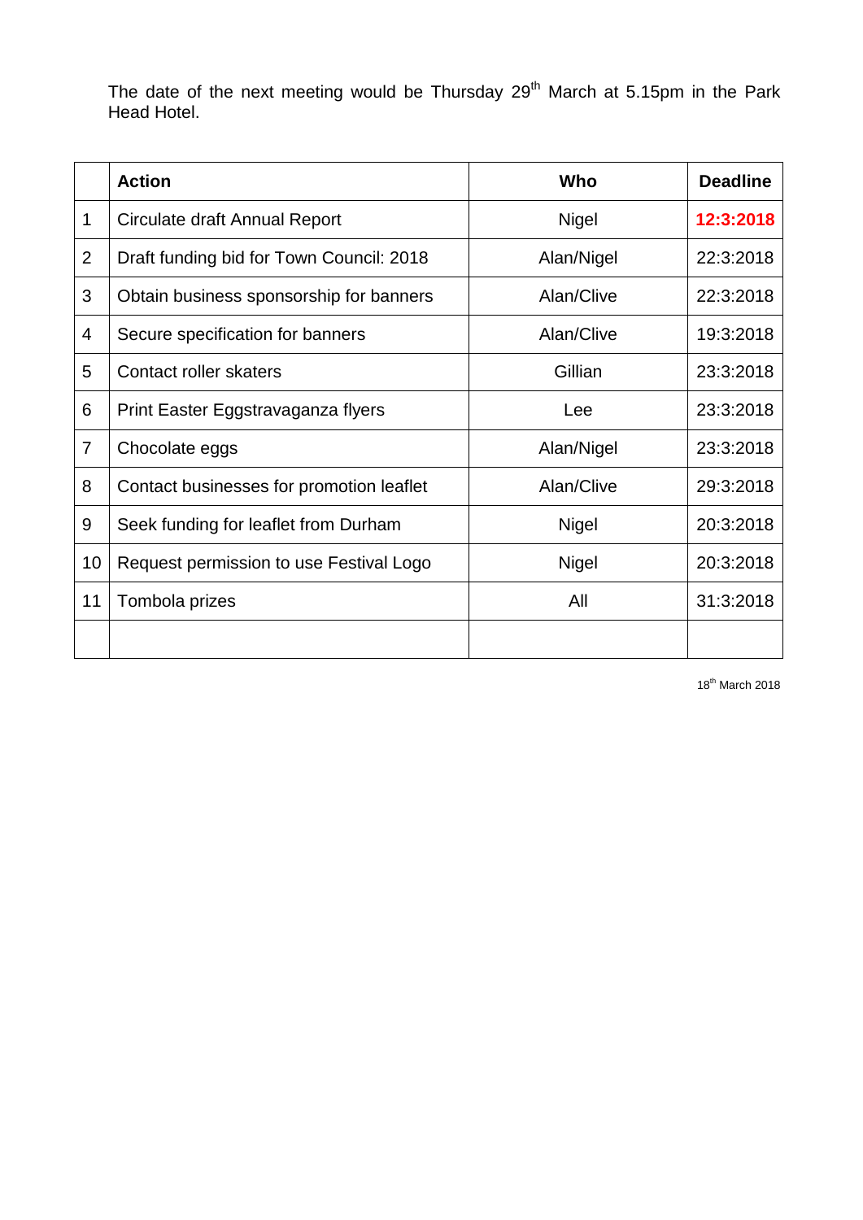The date of the next meeting would be Thursday 29th March at 5.15pm in the Park Head Hotel.

| | Action | Who | Deadline |
|---|---|---|---|
| 1 | Circulate draft Annual Report | Nigel | **12:3:2018** |
| 2 | Draft funding bid for Town Council: 2018 | Alan/Nigel | 22:3:2018 |
| 3 | Obtain business sponsorship for banners | Alan/Clive | 22:3:2018 |
| 4 | Secure specification for banners | Alan/Clive | 19:3:2018 |
| 5 | Contact roller skaters | Gillian | 23:3:2018 |
| 6 | Print Easter Eggstravaganza flyers | Lee | 23:3:2018 |
| 7 | Chocolate eggs | Alan/Nigel | 23:3:2018 |
| 8 | Contact businesses for promotion leaflet | Alan/Clive | 29:3:2018 |
| 9 | Seek funding for leaflet from Durham | Nigel | 20:3:2018 |
| 10 | Request permission to use Festival Logo | Nigel | 20:3:2018 |
| 11 | Tombola prizes | All | 31:3:2018 |
| | | | |

18th March 2018